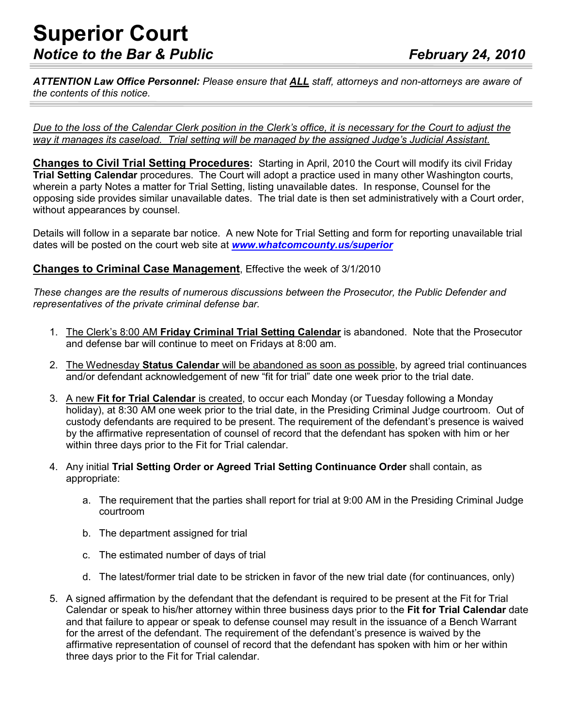# Superior Court

## *Notice to the Bar & Public* — *February 24, 2010*

***ATTENTION Law Office Personnel:*** *Please ensure that **ALL** staff, attorneys and non-attorneys are aware of the contents of this notice.*

*Due to the loss of the Calendar Clerk position in the Clerk's office, it is necessary for the Court to adjust the way it manages its caseload. Trial setting will be managed by the assigned Judge's Judicial Assistant.*

**Changes to Civil Trial Setting Procedures:** Starting in April, 2010 the Court will modify its civil Friday **Trial Setting Calendar** procedures. The Court will adopt a practice used in many other Washington courts, wherein a party Notes a matter for Trial Setting, listing unavailable dates. In response, Counsel for the opposing side provides similar unavailable dates. The trial date is then set administratively with a Court order, without appearances by counsel.

Details will follow in a separate bar notice. A new Note for Trial Setting and form for reporting unavailable trial dates will be posted on the court web site at ***www.whatcomcounty.us/superior***

**Changes to Criminal Case Management**, Effective the week of 3/1/2010

*These changes are the results of numerous discussions between the Prosecutor, the Public Defender and representatives of the private criminal defense bar.*

1. The Clerk's 8:00 AM **Friday Criminal Trial Setting Calendar** is abandoned. Note that the Prosecutor and defense bar will continue to meet on Fridays at 8:00 am.
2. The Wednesday **Status Calendar** will be abandoned as soon as possible, by agreed trial continuances and/or defendant acknowledgement of new "fit for trial" date one week prior to the trial date.
3. A new **Fit for Trial Calendar** is created, to occur each Monday (or Tuesday following a Monday holiday), at 8:30 AM one week prior to the trial date, in the Presiding Criminal Judge courtroom. Out of custody defendants are required to be present. The requirement of the defendant's presence is waived by the affirmative representation of counsel of record that the defendant has spoken with him or her within three days prior to the Fit for Trial calendar.
4. Any initial **Trial Setting Order or Agreed Trial Setting Continuance Order** shall contain, as appropriate:
   a. The requirement that the parties shall report for trial at 9:00 AM in the Presiding Criminal Judge courtroom
   b. The department assigned for trial
   c. The estimated number of days of trial
   d. The latest/former trial date to be stricken in favor of the new trial date (for continuances, only)
5. A signed affirmation by the defendant that the defendant is required to be present at the Fit for Trial Calendar or speak to his/her attorney within three business days prior to the **Fit for Trial Calendar** date and that failure to appear or speak to defense counsel may result in the issuance of a Bench Warrant for the arrest of the defendant. The requirement of the defendant's presence is waived by the affirmative representation of counsel of record that the defendant has spoken with him or her within three days prior to the Fit for Trial calendar.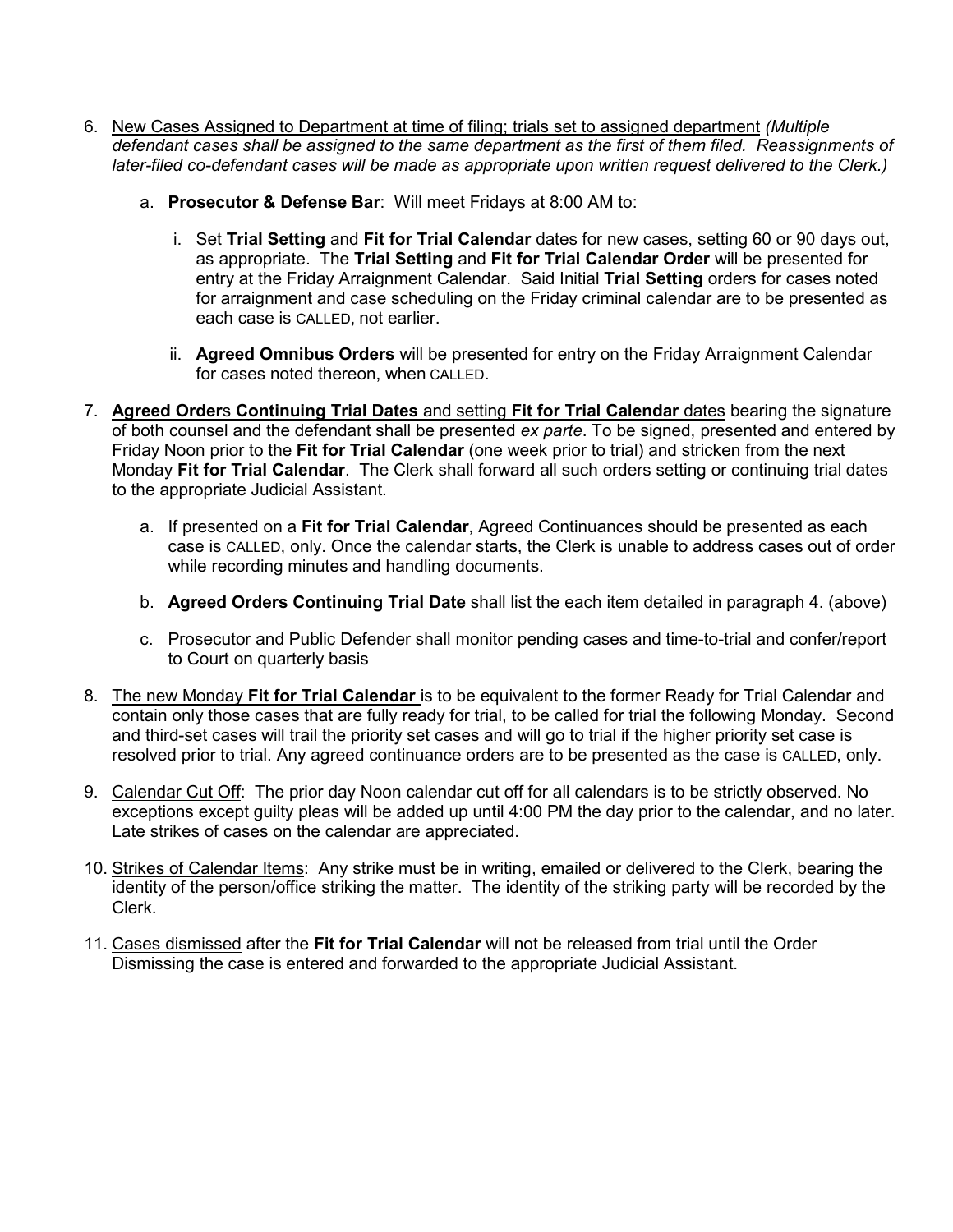6. New Cases Assigned to Department at time of filing; trials set to assigned department *(Multiple defendant cases shall be assigned to the same department as the first of them filed. Reassignments of later-filed co-defendant cases will be made as appropriate upon written request delivered to the Clerk.)*

   a. **Prosecutor & Defense Bar**: Will meet Fridays at 8:00 AM to:

      i. Set **Trial Setting** and **Fit for Trial Calendar** dates for new cases, setting 60 or 90 days out, as appropriate. The **Trial Setting** and **Fit for Trial Calendar Order** will be presented for entry at the Friday Arraignment Calendar. Said Initial **Trial Setting** orders for cases noted for arraignment and case scheduling on the Friday criminal calendar are to be presented as each case is CALLED, not earlier.

      ii. **Agreed Omnibus Orders** will be presented for entry on the Friday Arraignment Calendar for cases noted thereon, when CALLED.

7. **Agreed Orders Continuing Trial Dates** and setting **Fit for Trial Calendar** dates bearing the signature of both counsel and the defendant shall be presented *ex parte*. To be signed, presented and entered by Friday Noon prior to the **Fit for Trial Calendar** (one week prior to trial) and stricken from the next Monday **Fit for Trial Calendar**. The Clerk shall forward all such orders setting or continuing trial dates to the appropriate Judicial Assistant.

   a. If presented on a **Fit for Trial Calendar**, Agreed Continuances should be presented as each case is CALLED, only. Once the calendar starts, the Clerk is unable to address cases out of order while recording minutes and handling documents.

   b. **Agreed Orders Continuing Trial Date** shall list the each item detailed in paragraph 4. (above)

   c. Prosecutor and Public Defender shall monitor pending cases and time-to-trial and confer/report to Court on quarterly basis

8. The new Monday **Fit for Trial Calendar** is to be equivalent to the former Ready for Trial Calendar and contain only those cases that are fully ready for trial, to be called for trial the following Monday. Second and third-set cases will trail the priority set cases and will go to trial if the higher priority set case is resolved prior to trial. Any agreed continuance orders are to be presented as the case is CALLED, only.

9. Calendar Cut Off: The prior day Noon calendar cut off for all calendars is to be strictly observed. No exceptions except guilty pleas will be added up until 4:00 PM the day prior to the calendar, and no later. Late strikes of cases on the calendar are appreciated.

10. Strikes of Calendar Items: Any strike must be in writing, emailed or delivered to the Clerk, bearing the identity of the person/office striking the matter. The identity of the striking party will be recorded by the Clerk.

11. Cases dismissed after the **Fit for Trial Calendar** will not be released from trial until the Order Dismissing the case is entered and forwarded to the appropriate Judicial Assistant.